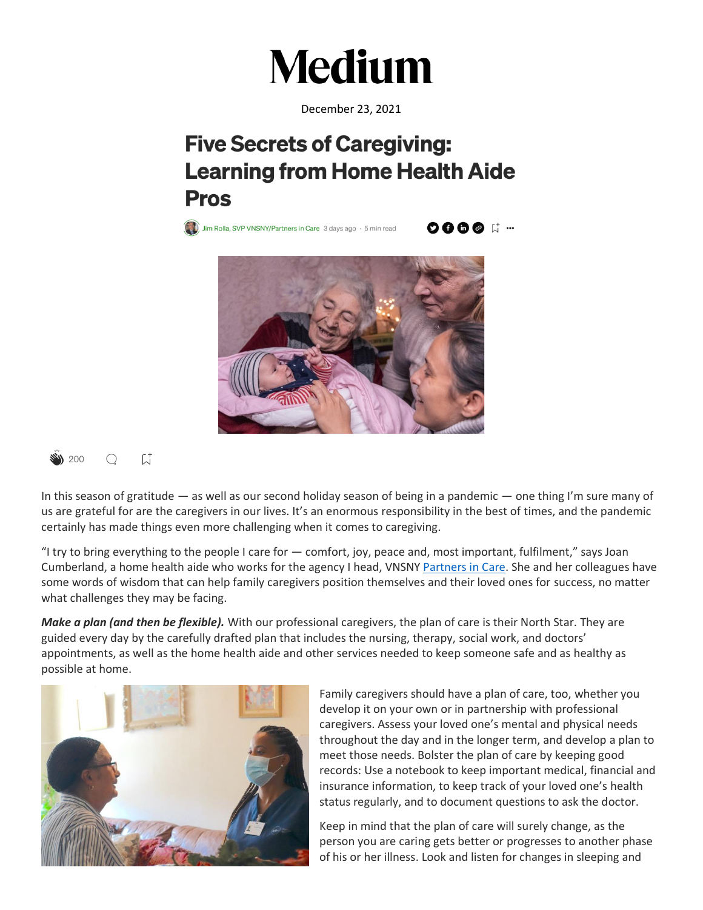# Medium

December 23, 2021

## Five Secrets of Caregiving: Learning from Home Health Aide Pros

Jim Rolla, SVP VNSNY/Partners in Care 3 days ago · 5 min read

200

In this season of gratitude — as well as our second holiday season of being in a pandemic — one thing I'm sure many of us are grateful for are the caregivers in our lives. It's an enormous responsibility in the best of times, and the pandemic certainly has made things even more challenging when it comes to caregiving.

"I try to bring everything to the people I care for — comfort, joy, peace and, most important, fulfilment," says Joan Cumberland, a home health aide who works for the agency I head, VNSNY Partners in Care. She and her colleagues have some words of wisdom that can help family caregivers position themselves and their loved ones for success, no matter what challenges they may be facing.

***Make a plan (and then be flexible).*** With our professional caregivers, the plan of care is their North Star. They are guided every day by the carefully drafted plan that includes the nursing, therapy, social work, and doctors' appointments, as well as the home health aide and other services needed to keep someone safe and as healthy as possible at home.

Family caregivers should have a plan of care, too, whether you develop it on your own or in partnership with professional caregivers. Assess your loved one's mental and physical needs throughout the day and in the longer term, and develop a plan to meet those needs. Bolster the plan of care by keeping good records: Use a notebook to keep important medical, financial and insurance information, to keep track of your loved one's health status regularly, and to document questions to ask the doctor.

Keep in mind that the plan of care will surely change, as the person you are caring gets better or progresses to another phase of his or her illness. Look and listen for changes in sleeping and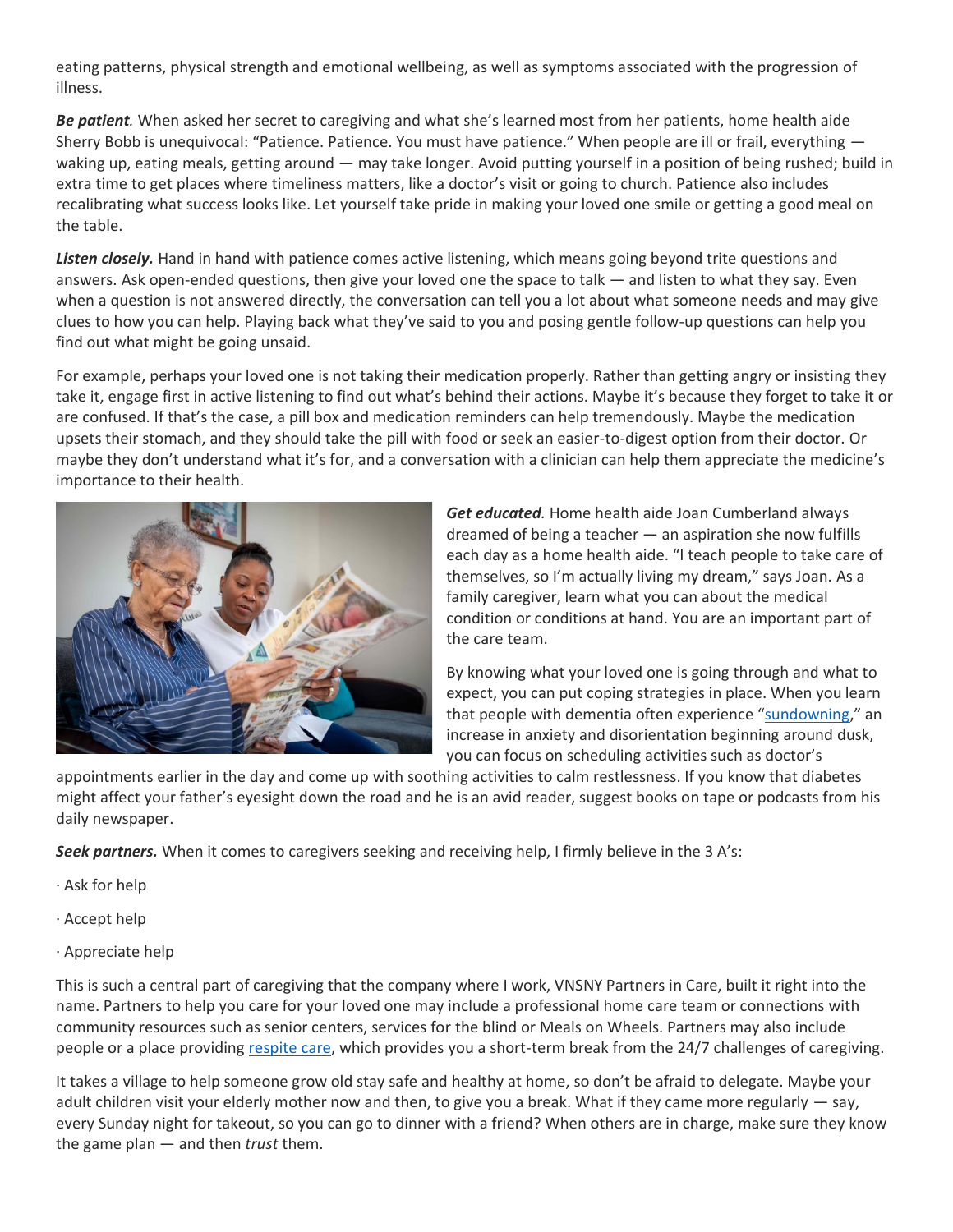eating patterns, physical strength and emotional wellbeing, as well as symptoms associated with the progression of illness.

***Be patient.*** When asked her secret to caregiving and what she's learned most from her patients, home health aide Sherry Bobb is unequivocal: "Patience. Patience. You must have patience." When people are ill or frail, everything — waking up, eating meals, getting around — may take longer. Avoid putting yourself in a position of being rushed; build in extra time to get places where timeliness matters, like a doctor's visit or going to church. Patience also includes recalibrating what success looks like. Let yourself take pride in making your loved one smile or getting a good meal on the table.

***Listen closely.*** Hand in hand with patience comes active listening, which means going beyond trite questions and answers. Ask open-ended questions, then give your loved one the space to talk — and listen to what they say. Even when a question is not answered directly, the conversation can tell you a lot about what someone needs and may give clues to how you can help. Playing back what they've said to you and posing gentle follow-up questions can help you find out what might be going unsaid.

For example, perhaps your loved one is not taking their medication properly. Rather than getting angry or insisting they take it, engage first in active listening to find out what's behind their actions. Maybe it's because they forget to take it or are confused. If that's the case, a pill box and medication reminders can help tremendously. Maybe the medication upsets their stomach, and they should take the pill with food or seek an easier-to-digest option from their doctor. Or maybe they don't understand what it's for, and a conversation with a clinician can help them appreciate the medicine's importance to their health.

***Get educated.*** Home health aide Joan Cumberland always dreamed of being a teacher — an aspiration she now fulfills each day as a home health aide. "I teach people to take care of themselves, so I'm actually living my dream," says Joan. As a family caregiver, learn what you can about the medical condition or conditions at hand. You are an important part of the care team.

By knowing what your loved one is going through and what to expect, you can put coping strategies in place. When you learn that people with dementia often experience "sundowning," an increase in anxiety and disorientation beginning around dusk, you can focus on scheduling activities such as doctor's appointments earlier in the day and come up with soothing activities to calm restlessness. If you know that diabetes might affect your father's eyesight down the road and he is an avid reader, suggest books on tape or podcasts from his daily newspaper.

***Seek partners.*** When it comes to caregivers seeking and receiving help, I firmly believe in the 3 A's:

· Ask for help

· Accept help

· Appreciate help

This is such a central part of caregiving that the company where I work, VNSNY Partners in Care, built it right into the name. Partners to help you care for your loved one may include a professional home care team or connections with community resources such as senior centers, services for the blind or Meals on Wheels. Partners may also include people or a place providing respite care, which provides you a short-term break from the 24/7 challenges of caregiving.

It takes a village to help someone grow old stay safe and healthy at home, so don't be afraid to delegate. Maybe your adult children visit your elderly mother now and then, to give you a break. What if they came more regularly — say, every Sunday night for takeout, so you can go to dinner with a friend? When others are in charge, make sure they know the game plan — and then *trust* them.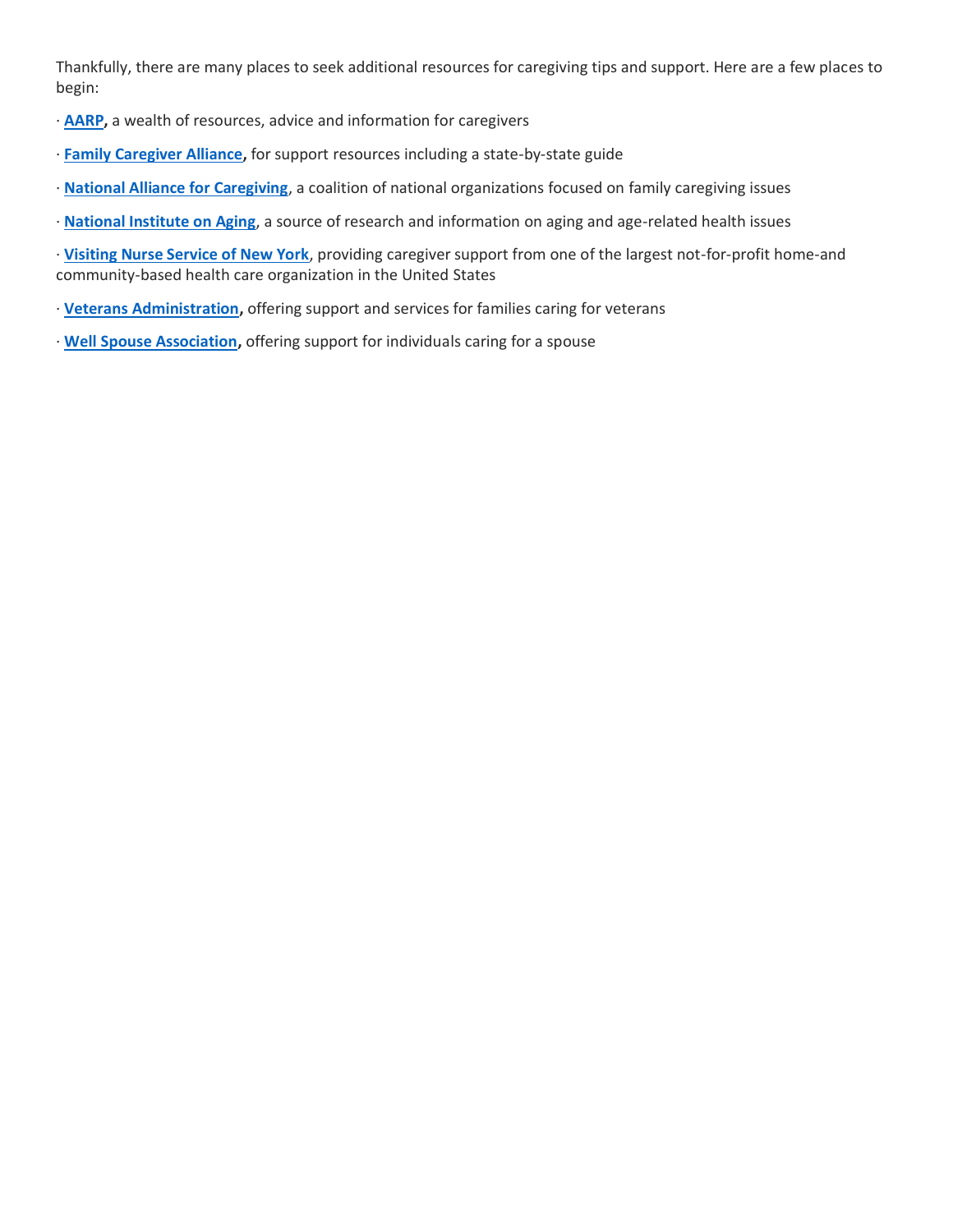Thankfully, there are many places to seek additional resources for caregiving tips and support. Here are a few places to begin:

· **AARP,** a wealth of resources, advice and information for caregivers

· **Family Caregiver Alliance,** for support resources including a state-by-state guide

· **National Alliance for Caregiving**, a coalition of national organizations focused on family caregiving issues

· **National Institute on Aging**, a source of research and information on aging and age-related health issues

· **Visiting Nurse Service of New York**, providing caregiver support from one of the largest not-for-profit home-and community-based health care organization in the United States

· **Veterans Administration,** offering support and services for families caring for veterans

· **Well Spouse Association,** offering support for individuals caring for a spouse